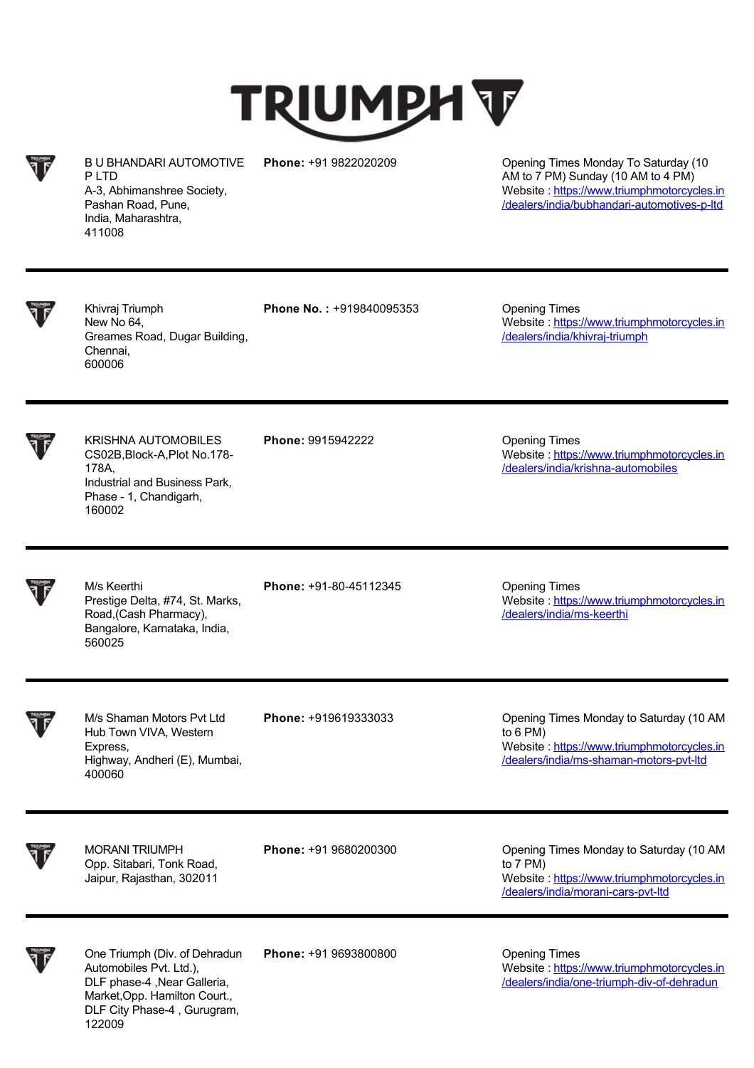# TRIUMPH

| | | |
|---|---|---|
| B U BHANDARI AUTOMOTIVE P LTD<br>A-3, Abhimanshree Society,<br>Pashan Road, Pune,<br>India, Maharashtra,<br>411008 | **Phone:** +91 9822020209 | Opening Times Monday To Saturday (10 AM to 7 PM) Sunday (10 AM to 4 PM)<br>Website : https://www.triumphmotorcycles.in/dealers/india/bubhandari-automotives-p-ltd |
| Khivraj Triumph<br>New No 64,<br>Greames Road, Dugar Building,<br>Chennai,<br>600006 | **Phone No. :** +919840095353 | Opening Times<br>Website : https://www.triumphmotorcycles.in/dealers/india/khivraj-triumph |
| KRISHNA AUTOMOBILES<br>CS02B,Block-A,Plot No.178-178A,<br>Industrial and Business Park,<br>Phase - 1, Chandigarh,<br>160002 | **Phone:** 9915942222 | Opening Times<br>Website : https://www.triumphmotorcycles.in/dealers/india/krishna-automobiles |
| M/s Keerthi<br>Prestige Delta, #74, St. Marks, Road,(Cash Pharmacy),<br>Bangalore, Karnataka, India,<br>560025 | **Phone:** +91-80-45112345 | Opening Times<br>Website : https://www.triumphmotorcycles.in/dealers/india/ms-keerthi |
| M/s Shaman Motors Pvt Ltd<br>Hub Town VIVA, Western Express,<br>Highway, Andheri (E), Mumbai,<br>400060 | **Phone:** +919619333033 | Opening Times Monday to Saturday (10 AM to 6 PM)<br>Website : https://www.triumphmotorcycles.in/dealers/india/ms-shaman-motors-pvt-ltd |
| MORANI TRIUMPH<br>Opp. Sitabari, Tonk Road,<br>Jaipur, Rajasthan, 302011 | **Phone:** +91 9680200300 | Opening Times Monday to Saturday (10 AM to 7 PM)<br>Website : https://www.triumphmotorcycles.in/dealers/india/morani-cars-pvt-ltd |
| One Triumph (Div. of Dehradun Automobiles Pvt. Ltd.),<br>DLF phase-4 ,Near Galleria,<br>Market,Opp. Hamilton Court.,<br>DLF City Phase-4 , Gurugram,<br>122009 | **Phone:** +91 9693800800 | Opening Times<br>Website : https://www.triumphmotorcycles.in/dealers/india/one-triumph-div-of-dehradun |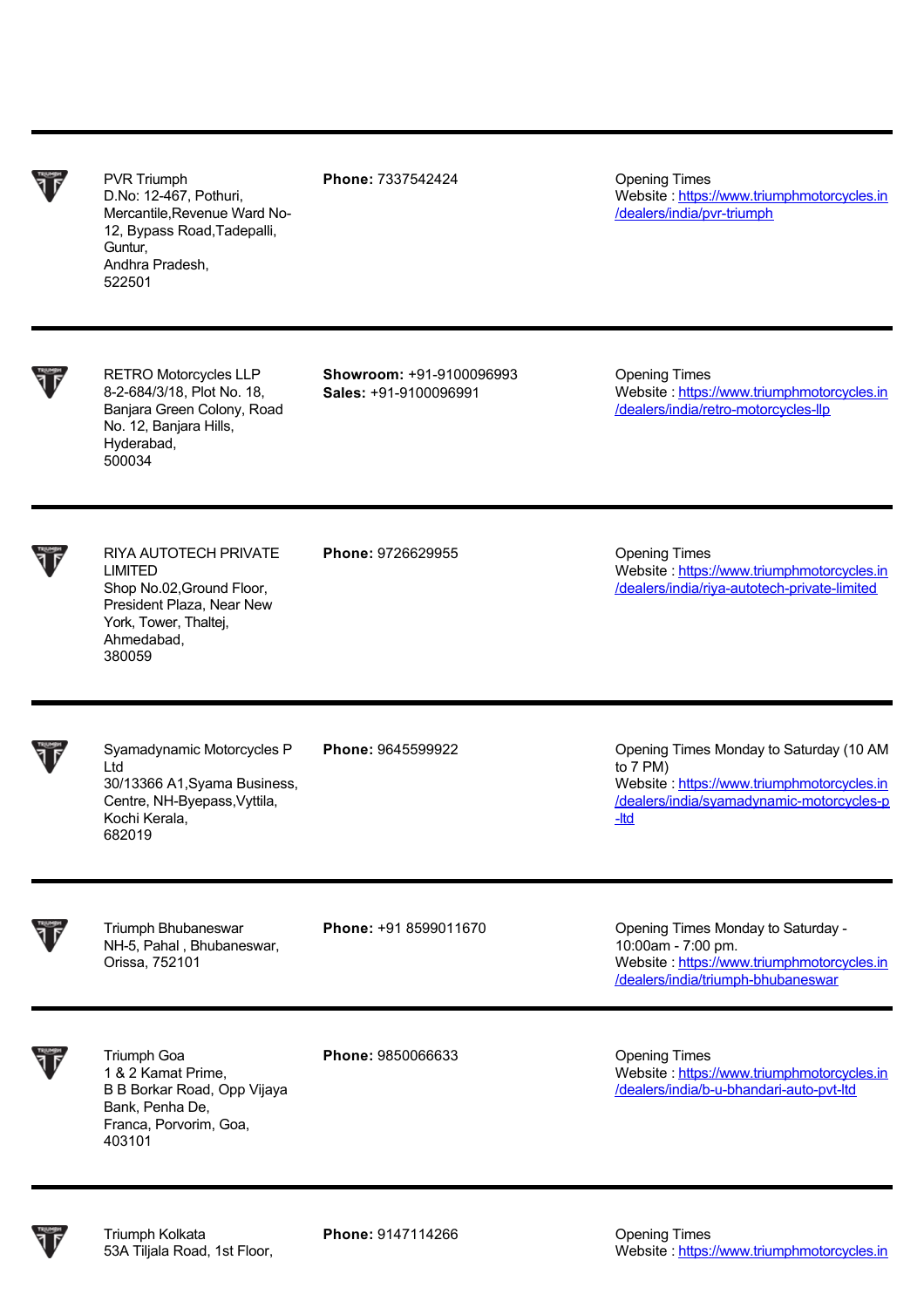---

PVR Triumph
D.No: 12-467, Pothuri,
Mercantile,Revenue Ward No-
12, Bypass Road,Tadepalli,
Guntur,
Andhra Pradesh,
522501

**Phone:** 7337542424

Opening Times
Website : https://www.triumphmotorcycles.in/dealers/india/pvr-triumph

---

RETRO Motorcycles LLP
8-2-684/3/18, Plot No. 18,
Banjara Green Colony, Road
No. 12, Banjara Hills,
Hyderabad,
500034

**Showroom:** +91-9100096993
**Sales:** +91-9100096991

Opening Times
Website : https://www.triumphmotorcycles.in/dealers/india/retro-motorcycles-llp

---

RIYA AUTOTECH PRIVATE
LIMITED
Shop No.02,Ground Floor,
President Plaza, Near New
York, Tower, Thaltej,
Ahmedabad,
380059

**Phone:** 9726629955

Opening Times
Website : https://www.triumphmotorcycles.in/dealers/india/riya-autotech-private-limited

---

Syamadynamic Motorcycles P
Ltd
30/13366 A1,Syama Business,
Centre, NH-Byepass,Vyttila,
Kochi Kerala,
682019

**Phone:** 9645599922

Opening Times Monday to Saturday (10 AM
to 7 PM)
Website : https://www.triumphmotorcycles.in/dealers/india/syamadynamic-motorcycles-p-ltd

---

Triumph Bhubaneswar
NH-5, Pahal , Bhubaneswar,
Orissa, 752101

**Phone:** +91 8599011670

Opening Times Monday to Saturday -
10:00am - 7:00 pm.
Website : https://www.triumphmotorcycles.in/dealers/india/triumph-bhubaneswar

---

Triumph Goa
1 & 2 Kamat Prime,
B B Borkar Road, Opp Vijaya
Bank, Penha De,
Franca, Porvorim, Goa,
403101

**Phone:** 9850066633

Opening Times
Website : https://www.triumphmotorcycles.in/dealers/india/b-u-bhandari-auto-pvt-ltd

---

Triumph Kolkata
53A Tiljala Road, 1st Floor,

**Phone:** 9147114266

Opening Times
Website : https://www.triumphmotorcycles.in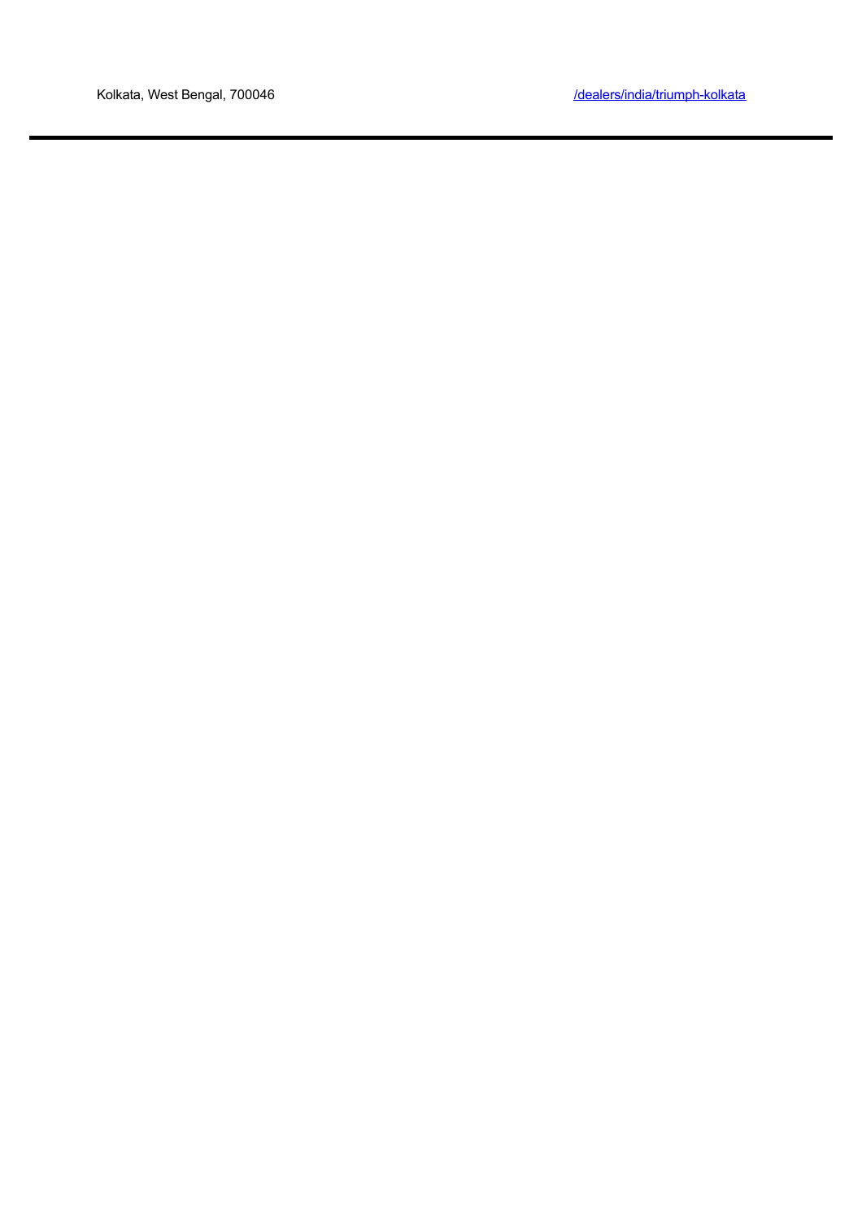Kolkata, West Bengal, 700046

/dealers/india/triumph-kolkata